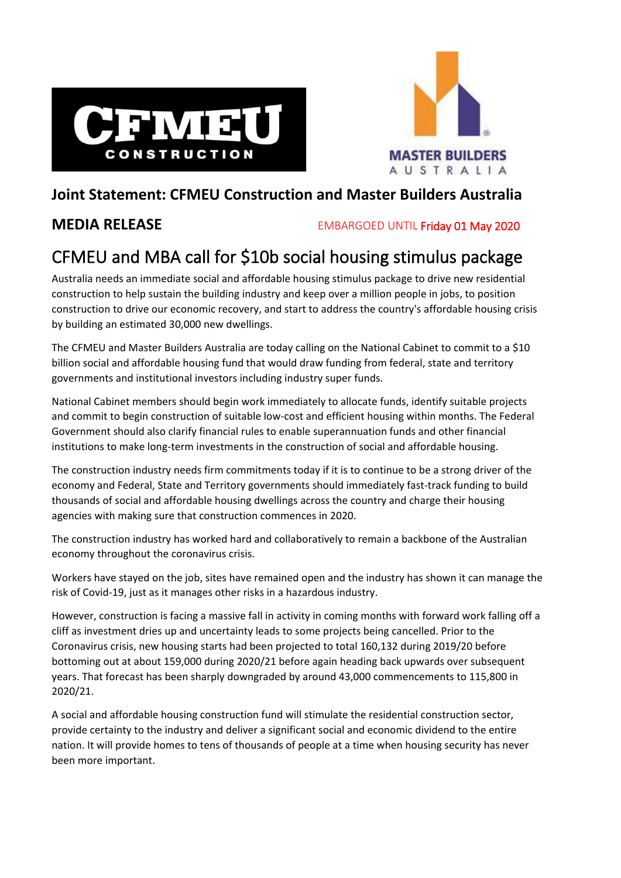CFMEU CONSTRUCTION

MASTER BUILDERS AUSTRALIA

## Joint Statement: CFMEU Construction and Master Builders Australia

**MEDIA RELEASE** EMBARGOED UNTIL **Friday 01 May 2020**

# CFMEU and MBA call for $10b social housing stimulus package

Australia needs an immediate social and affordable housing stimulus package to drive new residential construction to help sustain the building industry and keep over a million people in jobs, to position construction to drive our economic recovery, and start to address the country's affordable housing crisis by building an estimated 30,000 new dwellings.

The CFMEU and Master Builders Australia are today calling on the National Cabinet to commit to a $10 billion social and affordable housing fund that would draw funding from federal, state and territory governments and institutional investors including industry super funds.

National Cabinet members should begin work immediately to allocate funds, identify suitable projects and commit to begin construction of suitable low-cost and efficient housing within months. The Federal Government should also clarify financial rules to enable superannuation funds and other financial institutions to make long-term investments in the construction of social and affordable housing.

The construction industry needs firm commitments today if it is to continue to be a strong driver of the economy and Federal, State and Territory governments should immediately fast-track funding to build thousands of social and affordable housing dwellings across the country and charge their housing agencies with making sure that construction commences in 2020.

The construction industry has worked hard and collaboratively to remain a backbone of the Australian economy throughout the coronavirus crisis.

Workers have stayed on the job, sites have remained open and the industry has shown it can manage the risk of Covid-19, just as it manages other risks in a hazardous industry.

However, construction is facing a massive fall in activity in coming months with forward work falling off a cliff as investment dries up and uncertainty leads to some projects being cancelled. Prior to the Coronavirus crisis, new housing starts had been projected to total 160,132 during 2019/20 before bottoming out at about 159,000 during 2020/21 before again heading back upwards over subsequent years. That forecast has been sharply downgraded by around 43,000 commencements to 115,800 in 2020/21.

A social and affordable housing construction fund will stimulate the residential construction sector, provide certainty to the industry and deliver a significant social and economic dividend to the entire nation. It will provide homes to tens of thousands of people at a time when housing security has never been more important.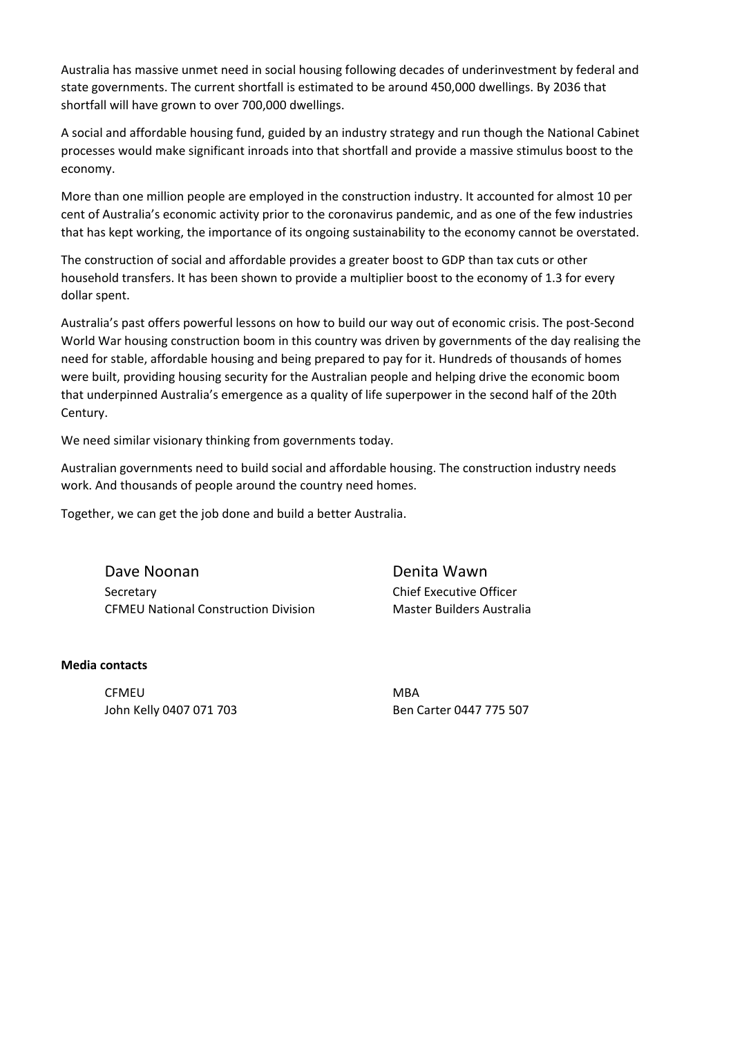Australia has massive unmet need in social housing following decades of underinvestment by federal and state governments. The current shortfall is estimated to be around 450,000 dwellings. By 2036 that shortfall will have grown to over 700,000 dwellings.

A social and affordable housing fund, guided by an industry strategy and run though the National Cabinet processes would make significant inroads into that shortfall and provide a massive stimulus boost to the economy.

More than one million people are employed in the construction industry. It accounted for almost 10 per cent of Australia's economic activity prior to the coronavirus pandemic, and as one of the few industries that has kept working, the importance of its ongoing sustainability to the economy cannot be overstated.

The construction of social and affordable provides a greater boost to GDP than tax cuts or other household transfers. It has been shown to provide a multiplier boost to the economy of 1.3 for every dollar spent.

Australia's past offers powerful lessons on how to build our way out of economic crisis. The post-Second World War housing construction boom in this country was driven by governments of the day realising the need for stable, affordable housing and being prepared to pay for it. Hundreds of thousands of homes were built, providing housing security for the Australian people and helping drive the economic boom that underpinned Australia's emergence as a quality of life superpower in the second half of the 20th Century.

We need similar visionary thinking from governments today.

Australian governments need to build social and affordable housing. The construction industry needs work. And thousands of people around the country need homes.

Together, we can get the job done and build a better Australia.

Dave Noonan
Secretary
CFMEU National Construction Division

Denita Wawn
Chief Executive Officer
Master Builders Australia

**Media contacts**

CFMEU
John Kelly 0407 071 703

MBA
Ben Carter 0447 775 507